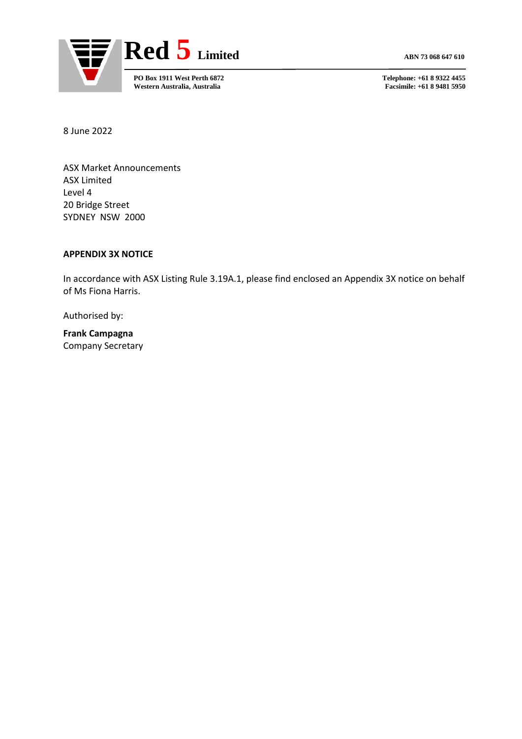**Red 5 Limited** ABN 73 068 647 610

**PO Box 1911 West Perth 6872**
**Western Australia, Australia**

**Telephone: +61 8 9322 4455**
**Facsimile: +61 8 9481 5950**

8 June 2022

ASX Market Announcements
ASX Limited
Level 4
20 Bridge Street
SYDNEY NSW 2000

**APPENDIX 3X NOTICE**

In accordance with ASX Listing Rule 3.19A.1, please find enclosed an Appendix 3X notice on behalf of Ms Fiona Harris.

Authorised by:

**Frank Campagna**
Company Secretary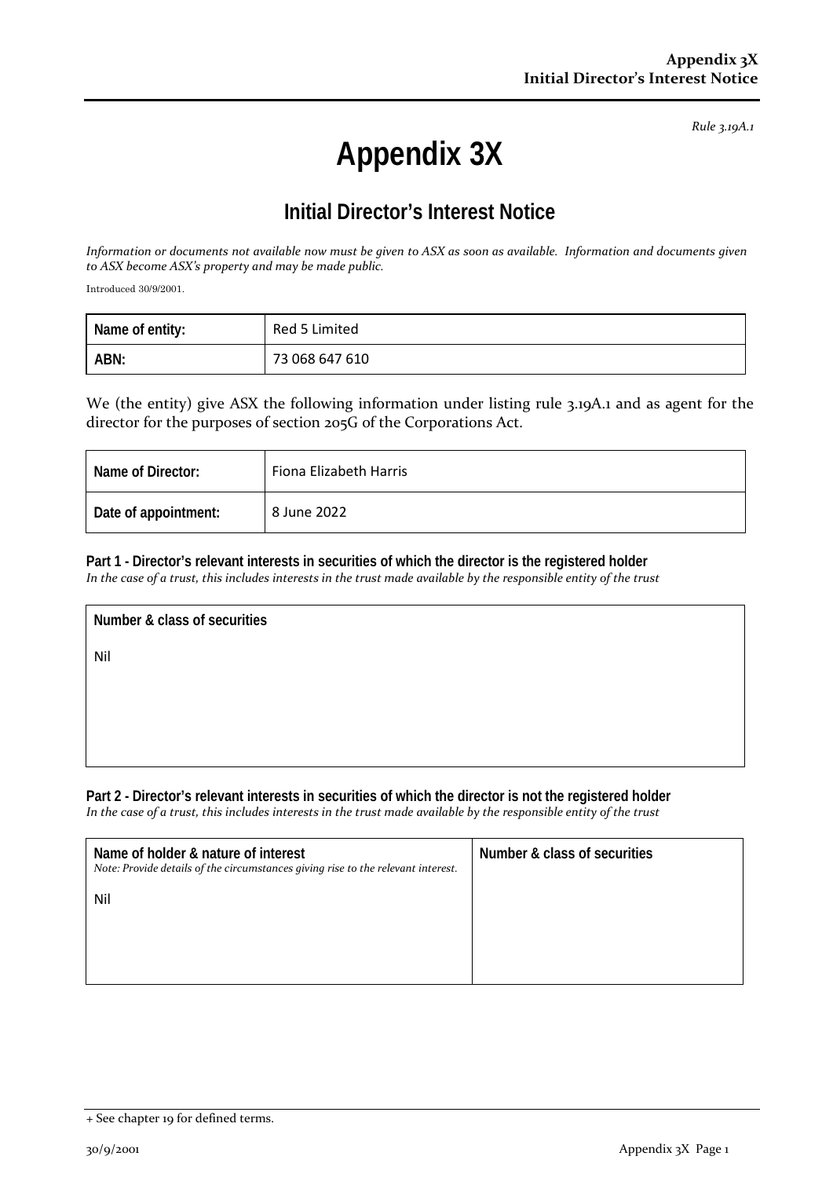*Rule 3.19A.1*

# Appendix 3X

## Initial Director's Interest Notice

*Information or documents not available now must be given to ASX as soon as available. Information and documents given to ASX become ASX's property and may be made public.*

Introduced 30/9/2001.

| Name of entity: | Red 5 Limited |
|---|---|
| ABN: | 73 068 647 610 |

We (the entity) give ASX the following information under listing rule 3.19A.1 and as agent for the director for the purposes of section 205G of the Corporations Act.

| Name of Director: | Fiona Elizabeth Harris |
|---|---|
| Date of appointment: | 8 June 2022 |

**Part 1 - Director's relevant interests in securities of which the director is the registered holder**
*In the case of a trust, this includes interests in the trust made available by the responsible entity of the trust*

| Number & class of securities |
|---|
| Nil |

**Part 2 - Director's relevant interests in securities of which the director is not the registered holder**
*In the case of a trust, this includes interests in the trust made available by the responsible entity of the trust*

| Name of holder & nature of interest<br>*Note: Provide details of the circumstances giving rise to the relevant interest.* | Number & class of securities |
|---|---|
| Nil | |

+ See chapter 19 for defined terms.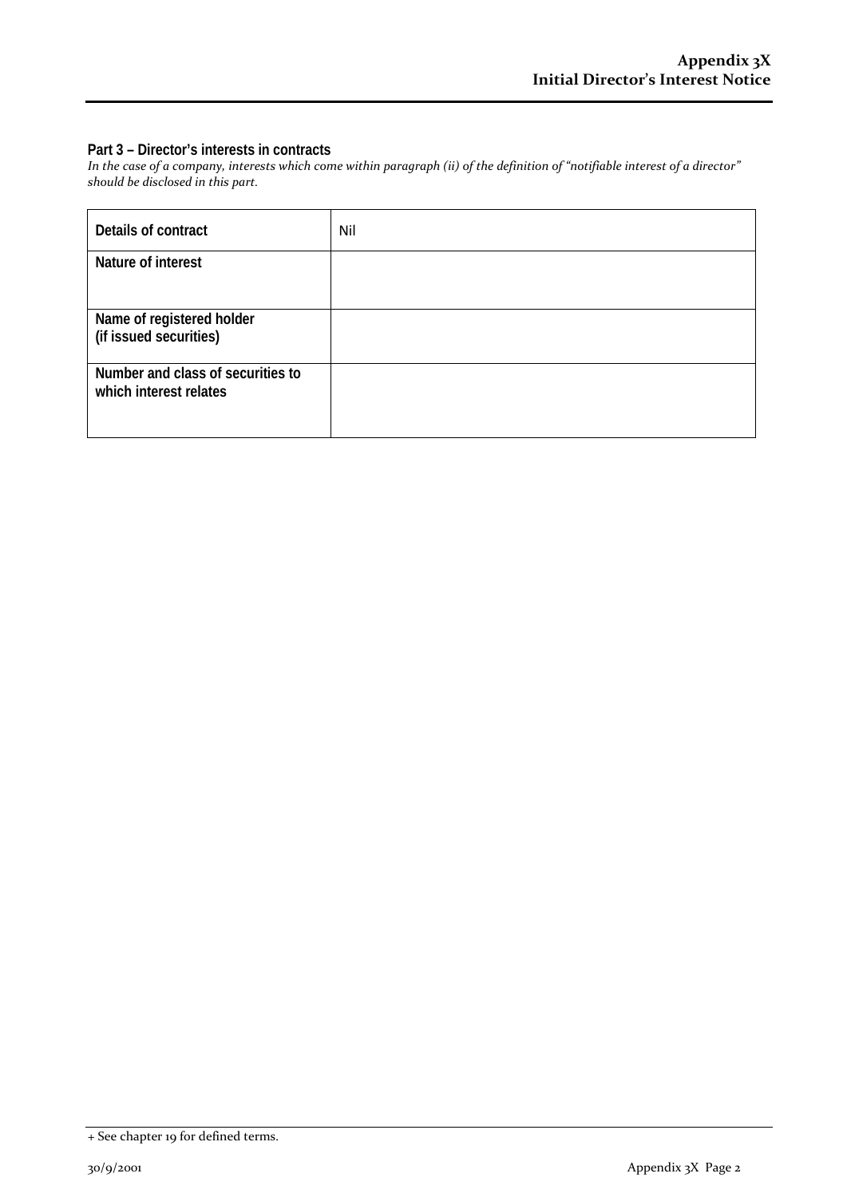### Part 3 – Director's interests in contracts

*In the case of a company, interests which come within paragraph (ii) of the definition of "notifiable interest of a director" should be disclosed in this part.*

| | |
|---|---|
| **Details of contract** | Nil |
| **Nature of interest** | |
| **Name of registered holder (if issued securities)** | |
| **Number and class of securities to which interest relates** | |

+ See chapter 19 for defined terms.